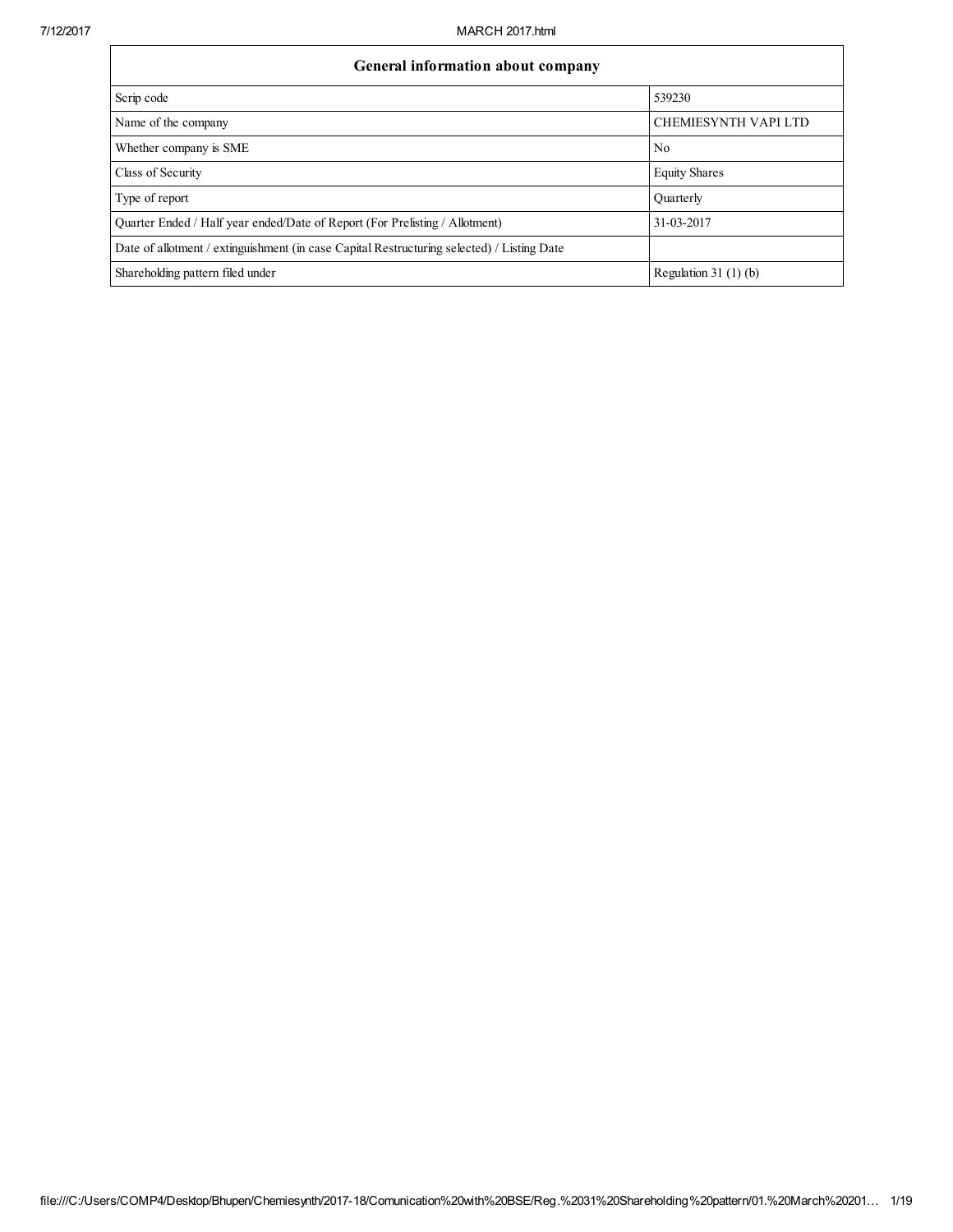| General information about company | |
|---|---|
| Scrip code | 539230 |
| Name of the company | CHEMIESYNTH VAPI LTD |
| Whether company is SME | No |
| Class of Security | Equity Shares |
| Type of report | Quarterly |
| Quarter Ended / Half year ended/Date of Report (For Prelisting / Allotment) | 31-03-2017 |
| Date of allotment / extinguishment (in case Capital Restructuring selected) / Listing Date | |
| Shareholding pattern filed under | Regulation 31 (1) (b) |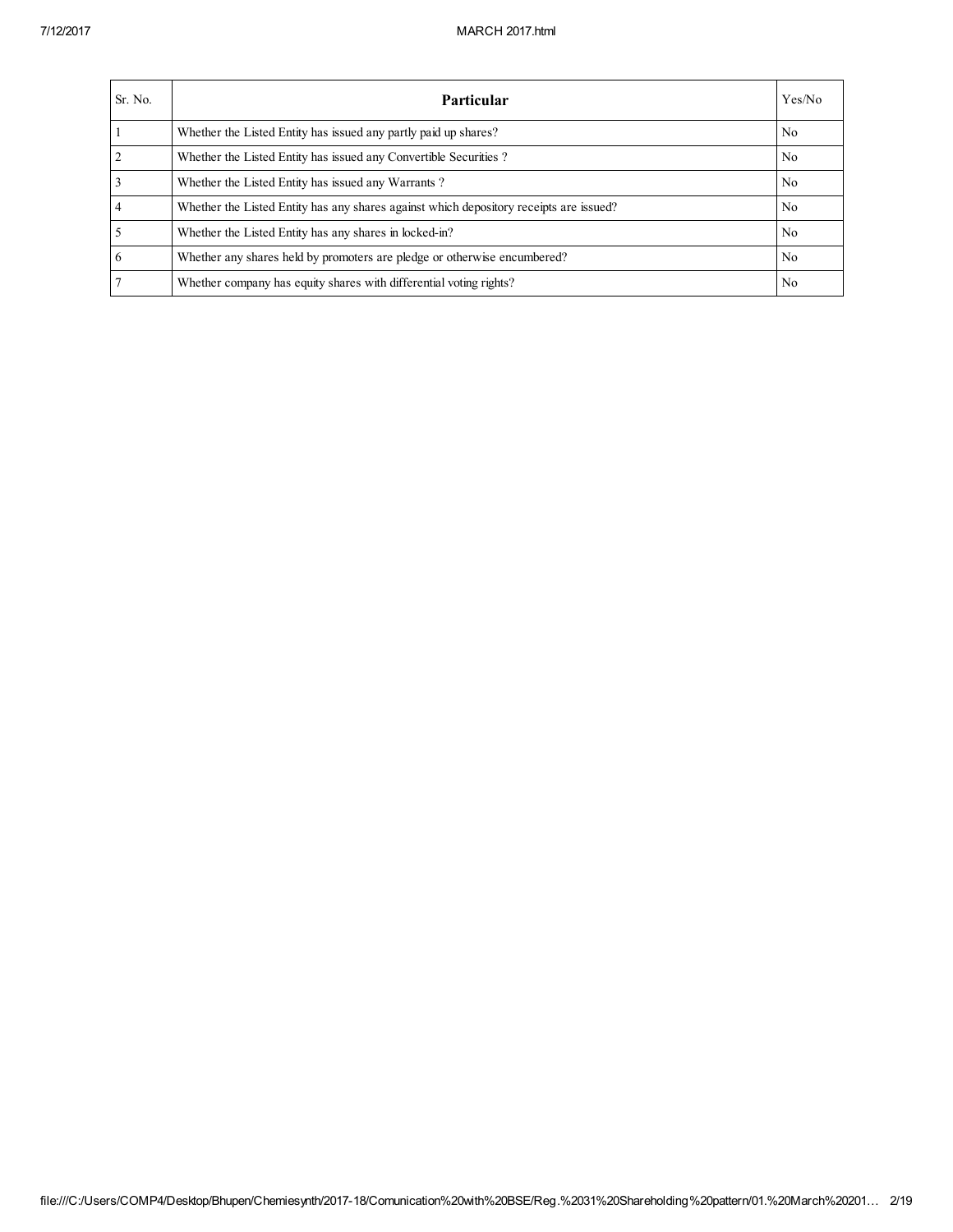| Sr. No. | Particular | Yes/No |
|---|---|---|
| 1 | Whether the Listed Entity has issued any partly paid up shares? | No |
| 2 | Whether the Listed Entity has issued any Convertible Securities ? | No |
| 3 | Whether the Listed Entity has issued any Warrants ? | No |
| 4 | Whether the Listed Entity has any shares against which depository receipts are issued? | No |
| 5 | Whether the Listed Entity has any shares in locked-in? | No |
| 6 | Whether any shares held by promoters are pledge or otherwise encumbered? | No |
| 7 | Whether company has equity shares with differential voting rights? | No |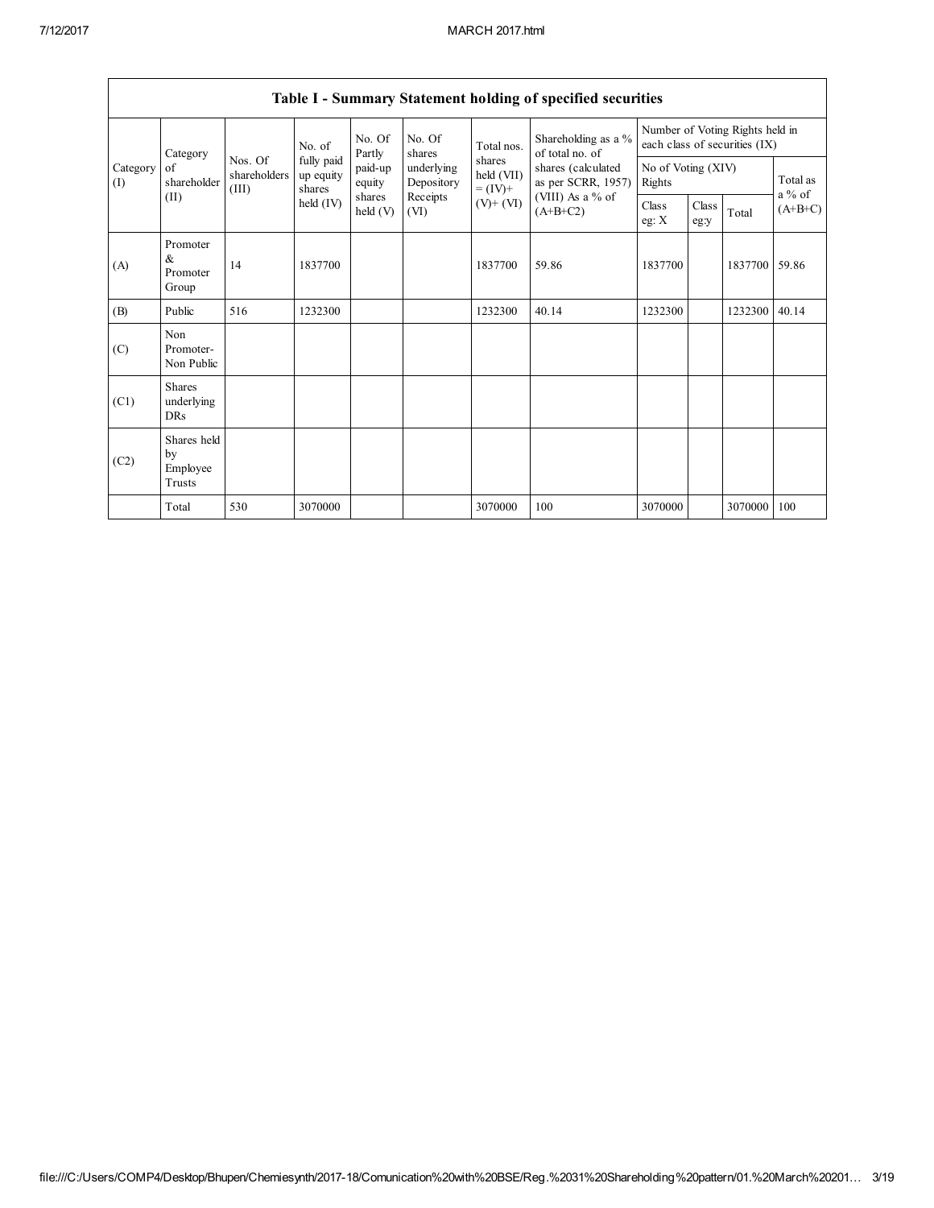## Table I - Summary Statement holding of specified securities

| Category (I) | Category of shareholder (II) | Nos. Of shareholders (III) | No. of fully paid up equity shares held (IV) | No. Of Partly paid-up equity shares held (V) | No. Of shares underlying Depository Receipts (VI) | Total nos. shares held (VII) = (IV)+ (V)+ (VI) | Shareholding as a % of total no. of shares (calculated as per SCRR, 1957) (VIII) As a % of (A+B+C2) | Number of Voting Rights held in each class of securities (IX) | | | |
|---|---|---|---|---|---|---|---|---|---|---|---|
| | | | | | | | | No of Voting (XIV) Rights | | | Total as a % of (A+B+C) |
| | | | | | | | | Class eg: X | Class eg:y | Total | |
| (A) | Promoter & Promoter Group | 14 | 1837700 | | | 1837700 | 59.86 | 1837700 | | 1837700 | 59.86 |
| (B) | Public | 516 | 1232300 | | | 1232300 | 40.14 | 1232300 | | 1232300 | 40.14 |
| (C) | Non Promoter- Non Public | | | | | | | | | | |
| (C1) | Shares underlying DRs | | | | | | | | | | |
| (C2) | Shares held by Employee Trusts | | | | | | | | | | |
| | Total | 530 | 3070000 | | | 3070000 | 100 | 3070000 | | 3070000 | 100 |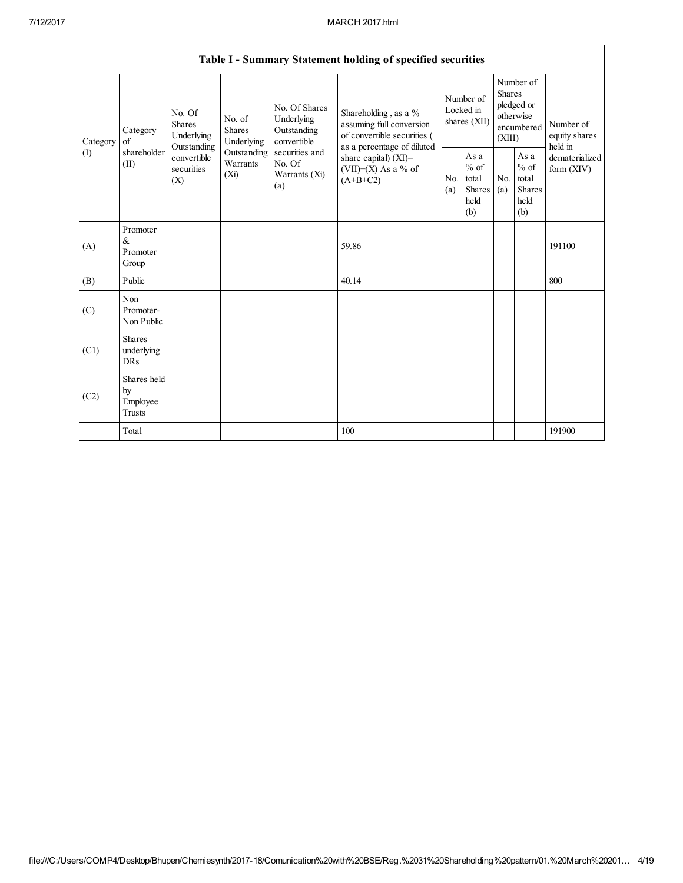| Table I - Summary Statement holding of specified securities | | | | | | | | | | |
|---|---|---|---|---|---|---|---|---|---|---|
| Category (I) | Category of shareholder (II) | No. Of Shares Underlying Outstanding convertible securities (X) | No. of Shares Underlying Outstanding Warrants (Xi) | No. Of Shares Underlying Outstanding convertible securities and No. Of Warrants (Xi) (a) | Shareholding , as a % assuming full conversion of convertible securities ( as a percentage of diluted share capital) (XI)= (VII)+(X) As a % of (A+B+C2) | Number of Locked in shares (XII) | | Number of Shares pledged or otherwise encumbered (XIII) | | Number of equity shares held in dematerialized form (XIV) |
| | | | | | | No. (a) | As a % of total Shares held (b) | No. (a) | As a % of total Shares held (b) | |
| (A) | Promoter & Promoter Group | | | | 59.86 | | | | | 191100 |
| (B) | Public | | | | 40.14 | | | | | 800 |
| (C) | Non Promoter- Non Public | | | | | | | | | |
| (C1) | Shares underlying DRs | | | | | | | | | |
| (C2) | Shares held by Employee Trusts | | | | | | | | | |
| | Total | | | | 100 | | | | | 191900 |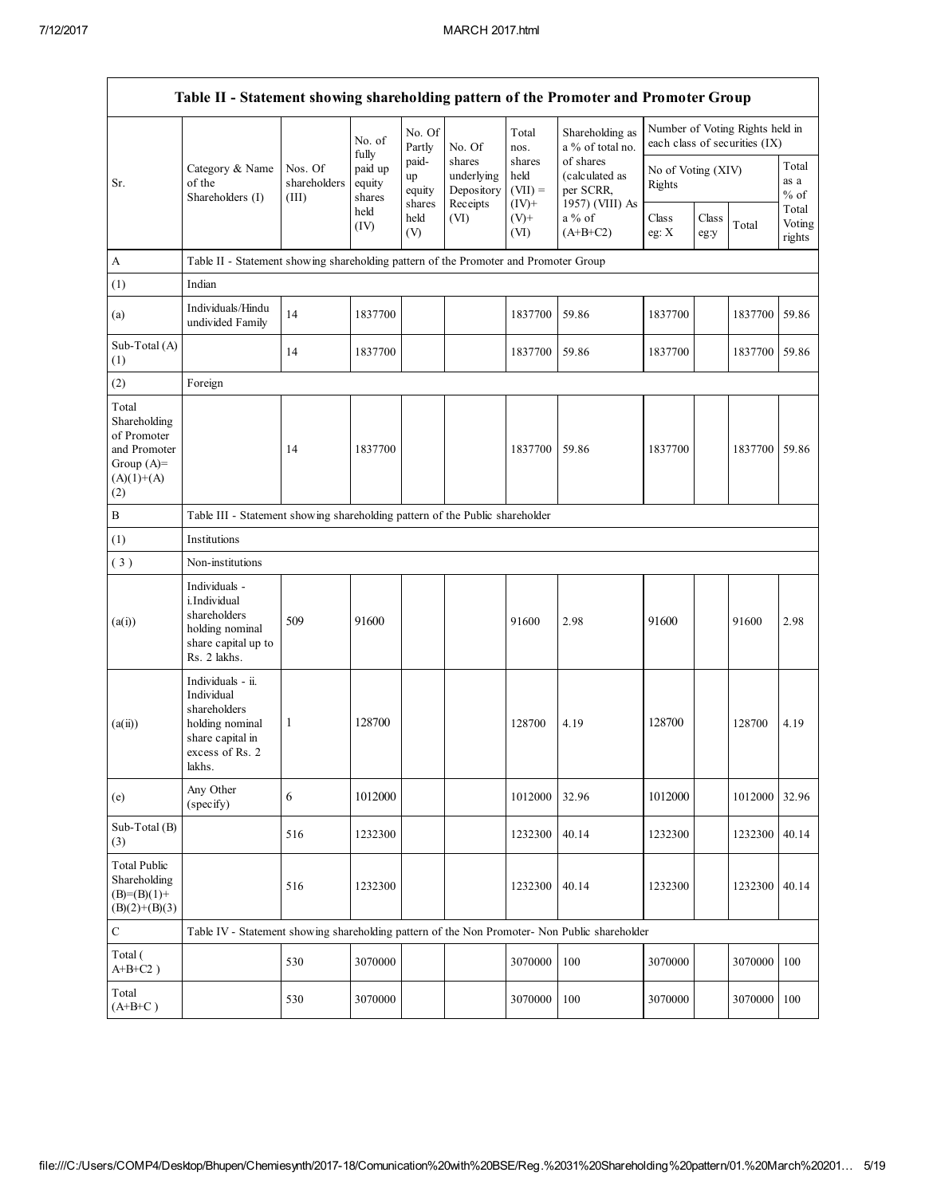| Table II - Statement showing shareholding pattern of the Promoter and Promoter Group | | | | | | | | | | | | |
|---|---|---|---|---|---|---|---|---|---|---|---|---|
| Sr. | Category & Name of the Shareholders (I) | Nos. Of shareholders (III) | No. of fully paid up equity shares held (IV) | No. Of Partly paid-up equity shares held (V) | No. Of shares underlying Depository Receipts (VI) | Total nos. shares held (VII) = (IV)+ (V)+ (VI) | Shareholding as a % of total no. of shares (calculated as per SCRR, 1957) (VIII) As a % of (A+B+C2) | Number of Voting Rights held in each class of securities (IX) | | | |
| | | | | | | | | No of Voting (XIV) Rights | | | Total as a % of Total Voting rights |
| | | | | | | | | Class eg: X | Class eg:y | Total | |
| A | Table II - Statement showing shareholding pattern of the Promoter and Promoter Group | | | | | | | | | | |
| (1) | Indian | | | | | | | | | | |
| (a) | Individuals/Hindu undivided Family | 14 | 1837700 | | | 1837700 | 59.86 | 1837700 | | 1837700 | 59.86 |
| Sub-Total (A)(1) | | 14 | 1837700 | | | 1837700 | 59.86 | 1837700 | | 1837700 | 59.86 |
| (2) | Foreign | | | | | | | | | | |
| Total Shareholding of Promoter and Promoter Group (A)=(A)(1)+(A)(2) | | 14 | 1837700 | | | 1837700 | 59.86 | 1837700 | | 1837700 | 59.86 |
| B | Table III - Statement showing shareholding pattern of the Public shareholder | | | | | | | | | | |
| (1) | Institutions | | | | | | | | | | |
| (3) | Non-institutions | | | | | | | | | | |
| (a(i)) | Individuals - i.Individual shareholders holding nominal share capital up to Rs. 2 lakhs. | 509 | 91600 | | | 91600 | 2.98 | 91600 | | 91600 | 2.98 |
| (a(ii)) | Individuals - ii. Individual shareholders holding nominal share capital in excess of Rs. 2 lakhs. | 1 | 128700 | | | 128700 | 4.19 | 128700 | | 128700 | 4.19 |
| (e) | Any Other (specify) | 6 | 1012000 | | | 1012000 | 32.96 | 1012000 | | 1012000 | 32.96 |
| Sub-Total (B)(3) | | 516 | 1232300 | | | 1232300 | 40.14 | 1232300 | | 1232300 | 40.14 |
| Total Public Shareholding (B)=(B)(1)+(B)(2)+(B)(3) | | 516 | 1232300 | | | 1232300 | 40.14 | 1232300 | | 1232300 | 40.14 |
| C | Table IV - Statement showing shareholding pattern of the Non Promoter- Non Public shareholder | | | | | | | | | | |
| Total (A+B+C2) | | 530 | 3070000 | | | 3070000 | 100 | 3070000 | | 3070000 | 100 |
| Total (A+B+C) | | 530 | 3070000 | | | 3070000 | 100 | 3070000 | | 3070000 | 100 |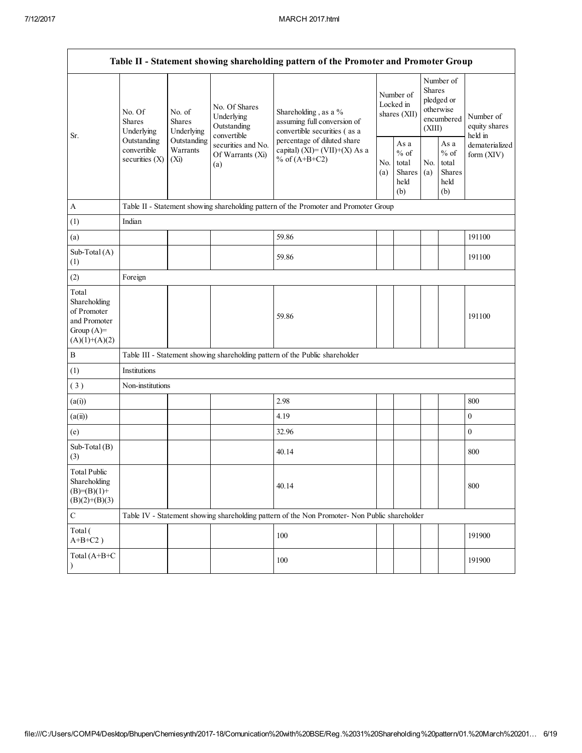## Table II - Statement showing shareholding pattern of the Promoter and Promoter Group

| Sr. | No. Of Shares Underlying Outstanding convertible securities (X) | No. of Shares Underlying Outstanding Warrants (Xi) | No. Of Shares Underlying Outstanding convertible securities and No. Of Warrants (Xi) (a) | Shareholding , as a % assuming full conversion of convertible securities ( as a percentage of diluted share capital) (XI)= (VII)+(X) As a % of (A+B+C2) | Number of Locked in shares (XII) | | Number of Shares pledged or otherwise encumbered (XIII) | | Number of equity shares held in dematerialized form (XIV) |
|---|---|---|---|---|---|---|---|---|---|
| | | | | | No. (a) | As a % of total Shares held (b) | No. (a) | As a % of total Shares held (b) | |
| A | Table II - Statement showing shareholding pattern of the Promoter and Promoter Group | | | | | | | | |
| (1) | Indian | | | | | | | | |
| (a) | | | | 59.86 | | | | | 191100 |
| Sub-Total (A)(1) | | | | 59.86 | | | | | 191100 |
| (2) | Foreign | | | | | | | | |
| Total Shareholding of Promoter and Promoter Group (A)=(A)(1)+(A)(2) | | | | 59.86 | | | | | 191100 |
| B | Table III - Statement showing shareholding pattern of the Public shareholder | | | | | | | | |
| (1) | Institutions | | | | | | | | |
| ( 3 ) | Non-institutions | | | | | | | | |
| (a(i)) | | | | 2.98 | | | | | 800 |
| (a(ii)) | | | | 4.19 | | | | | 0 |
| (e) | | | | 32.96 | | | | | 0 |
| Sub-Total (B)(3) | | | | 40.14 | | | | | 800 |
| Total Public Shareholding (B)=(B)(1)+(B)(2)+(B)(3) | | | | 40.14 | | | | | 800 |
| C | Table IV - Statement showing shareholding pattern of the Non Promoter- Non Public shareholder | | | | | | | | |
| Total ( A+B+C2 ) | | | | 100 | | | | | 191900 |
| Total (A+B+C ) | | | | 100 | | | | | 191900 |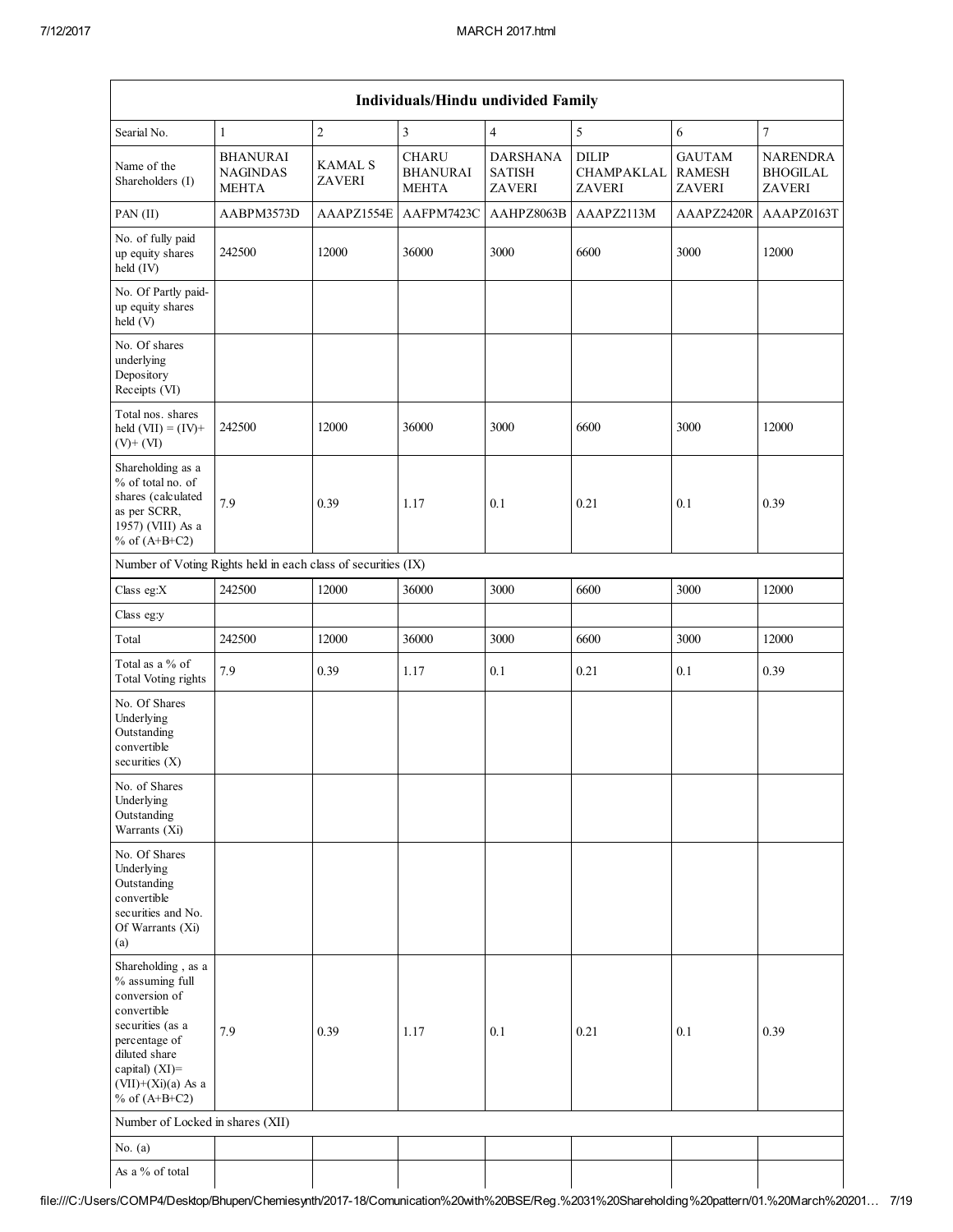| Individuals/Hindu undivided Family | | | | | | | |
|---|---|---|---|---|---|---|---|
| Searial No. | 1 | 2 | 3 | 4 | 5 | 6 | 7 |
| Name of the Shareholders (I) | BHANURAI NAGINDAS MEHTA | KAMAL S ZAVERI | CHARU BHANURAI MEHTA | DARSHANA SATISH ZAVERI | DILIP CHAMPAKLAL ZAVERI | GAUTAM RAMESH ZAVERI | NARENDRA BHOGILAL ZAVERI |
| PAN (II) | AABPM3573D | AAAPZ1554E | AAFPM7423C | AAHPZ8063B | AAAPZ2113M | AAAPZ2420R | AAAPZ0163T |
| No. of fully paid up equity shares held (IV) | 242500 | 12000 | 36000 | 3000 | 6600 | 3000 | 12000 |
| No. Of Partly paid-up equity shares held (V) | | | | | | | |
| No. Of shares underlying Depository Receipts (VI) | | | | | | | |
| Total nos. shares held (VII) = (IV)+ (V)+ (VI) | 242500 | 12000 | 36000 | 3000 | 6600 | 3000 | 12000 |
| Shareholding as a % of total no. of shares (calculated as per SCRR, 1957) (VIII) As a % of (A+B+C2) | 7.9 | 0.39 | 1.17 | 0.1 | 0.21 | 0.1 | 0.39 |
| Number of Voting Rights held in each class of securities (IX) | | | | | | | |
| Class eg:X | 242500 | 12000 | 36000 | 3000 | 6600 | 3000 | 12000 |
| Class eg:y | | | | | | | |
| Total | 242500 | 12000 | 36000 | 3000 | 6600 | 3000 | 12000 |
| Total as a % of Total Voting rights | 7.9 | 0.39 | 1.17 | 0.1 | 0.21 | 0.1 | 0.39 |
| No. Of Shares Underlying Outstanding convertible securities (X) | | | | | | | |
| No. of Shares Underlying Outstanding Warrants (Xi) | | | | | | | |
| No. Of Shares Underlying Outstanding convertible securities and No. Of Warrants (Xi) (a) | | | | | | | |
| Shareholding , as a % assuming full conversion of convertible securities (as a percentage of diluted share capital) (XI)= (VII)+(Xi)(a) As a % of (A+B+C2) | 7.9 | 0.39 | 1.17 | 0.1 | 0.21 | 0.1 | 0.39 |
| Number of Locked in shares (XII) | | | | | | | |
| No. (a) | | | | | | | |
| As a % of total | | | | | | | |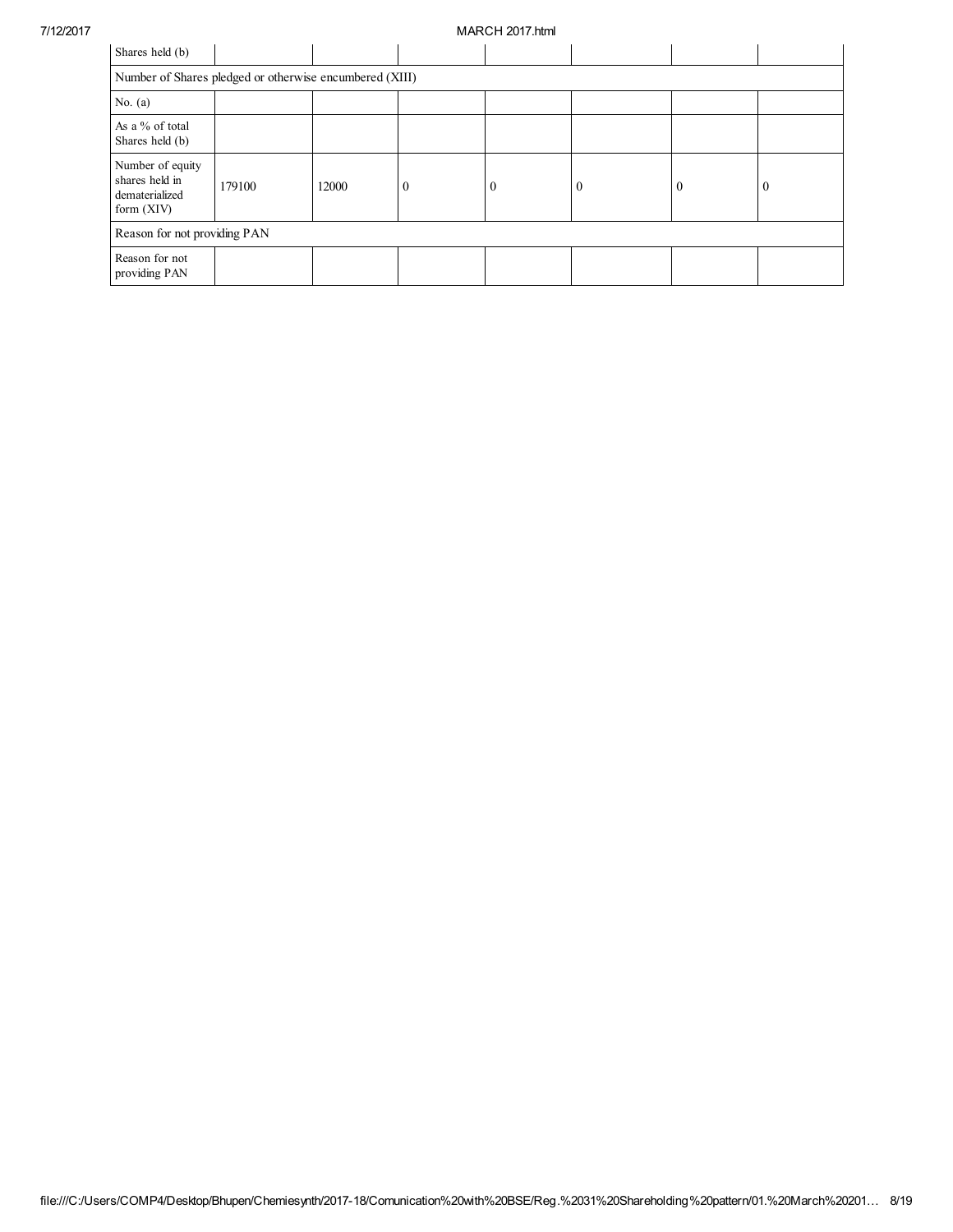| Shares held (b) | | | | | | | |
|---|---|---|---|---|---|---|---|
| Number of Shares pledged or otherwise encumbered (XIII) | | | | | | | |
| No. (a) | | | | | | | |
| As a % of total Shares held (b) | | | | | | | |
| Number of equity shares held in dematerialized form (XIV) | 179100 | 12000 | 0 | 0 | 0 | 0 | 0 |
| Reason for not providing PAN | | | | | | | |
| Reason for not providing PAN | | | | | | | |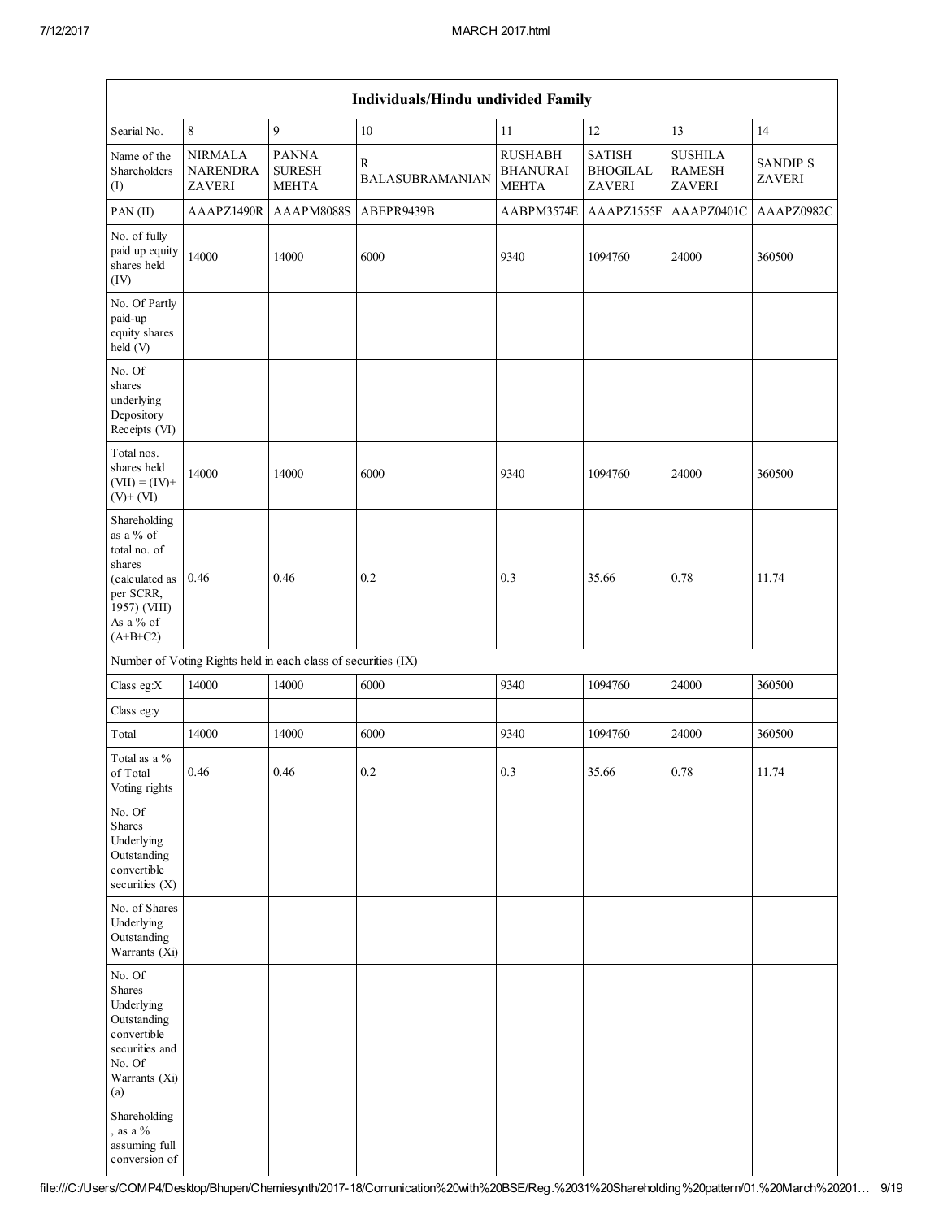| Individuals/Hindu undivided Family | | | | | | | |
|---|---|---|---|---|---|---|---|
| Searial No. | 8 | 9 | 10 | 11 | 12 | 13 | 14 |
| Name of the Shareholders (I) | NIRMALA NARENDRA ZAVERI | PANNA SURESH MEHTA | R BALASUBRAMANIAN | RUSHABH BHANURAI MEHTA | SATISH BHOGILAL ZAVERI | SUSHILA RAMESH ZAVERI | SANDIP S ZAVERI |
| PAN (II) | AAAPZ1490R | AAAPM8088S | ABEPR9439B | AABPM3574E | AAAPZ1555F | AAAPZ0401C | AAAPZ0982C |
| No. of fully paid up equity shares held (IV) | 14000 | 14000 | 6000 | 9340 | 1094760 | 24000 | 360500 |
| No. Of Partly paid-up equity shares held (V) | | | | | | | |
| No. Of shares underlying Depository Receipts (VI) | | | | | | | |
| Total nos. shares held (VII) = (IV)+ (V)+ (VI) | 14000 | 14000 | 6000 | 9340 | 1094760 | 24000 | 360500 |
| Shareholding as a % of total no. of shares (calculated as per SCRR, 1957) (VIII) As a % of (A+B+C2) | 0.46 | 0.46 | 0.2 | 0.3 | 35.66 | 0.78 | 11.74 |
| Number of Voting Rights held in each class of securities (IX) | | | | | | | |
| Class eg:X | 14000 | 14000 | 6000 | 9340 | 1094760 | 24000 | 360500 |
| Class eg:y | | | | | | | |
| Total | 14000 | 14000 | 6000 | 9340 | 1094760 | 24000 | 360500 |
| Total as a % of Total Voting rights | 0.46 | 0.46 | 0.2 | 0.3 | 35.66 | 0.78 | 11.74 |
| No. Of Shares Underlying Outstanding convertible securities (X) | | | | | | | |
| No. of Shares Underlying Outstanding Warrants (Xi) | | | | | | | |
| No. Of Shares Underlying Outstanding convertible securities and No. Of Warrants (Xi) (a) | | | | | | | |
| Shareholding , as a % assuming full conversion of | | | | | | | |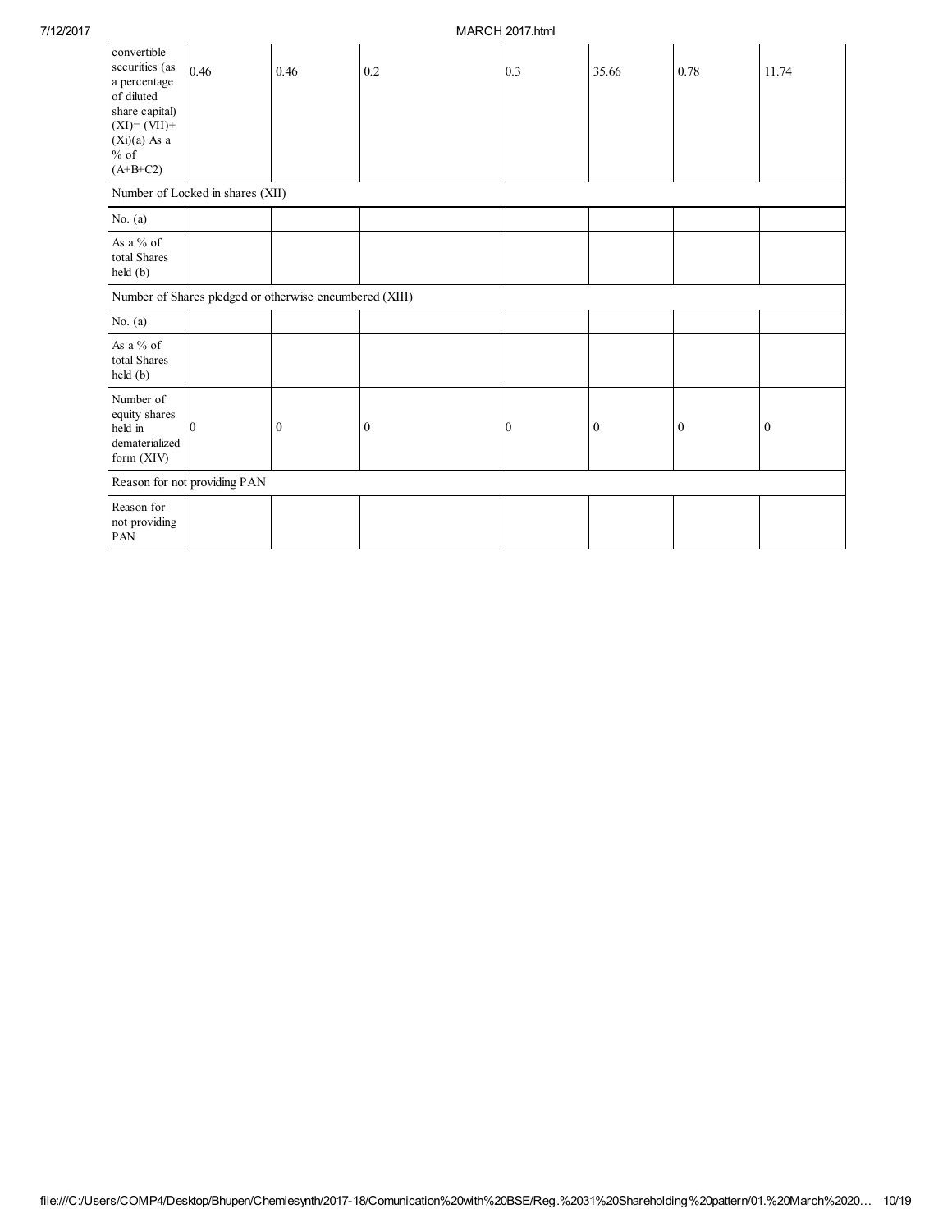| convertible securities (as a percentage of diluted share capital) (XI)= (VII)+(Xi)(a) As a % of (A+B+C2) | 0.46 | 0.46 | 0.2 | 0.3 | 35.66 | 0.78 | 11.74 |
|---|---|---|---|---|---|---|---|
| Number of Locked in shares (XII) | | | | | | | |
| No. (a) | | | | | | | |
| As a % of total Shares held (b) | | | | | | | |
| Number of Shares pledged or otherwise encumbered (XIII) | | | | | | | |
| No. (a) | | | | | | | |
| As a % of total Shares held (b) | | | | | | | |
| Number of equity shares held in dematerialized form (XIV) | 0 | 0 | 0 | 0 | 0 | 0 | 0 |
| Reason for not providing PAN | | | | | | | |
| Reason for not providing PAN | | | | | | | |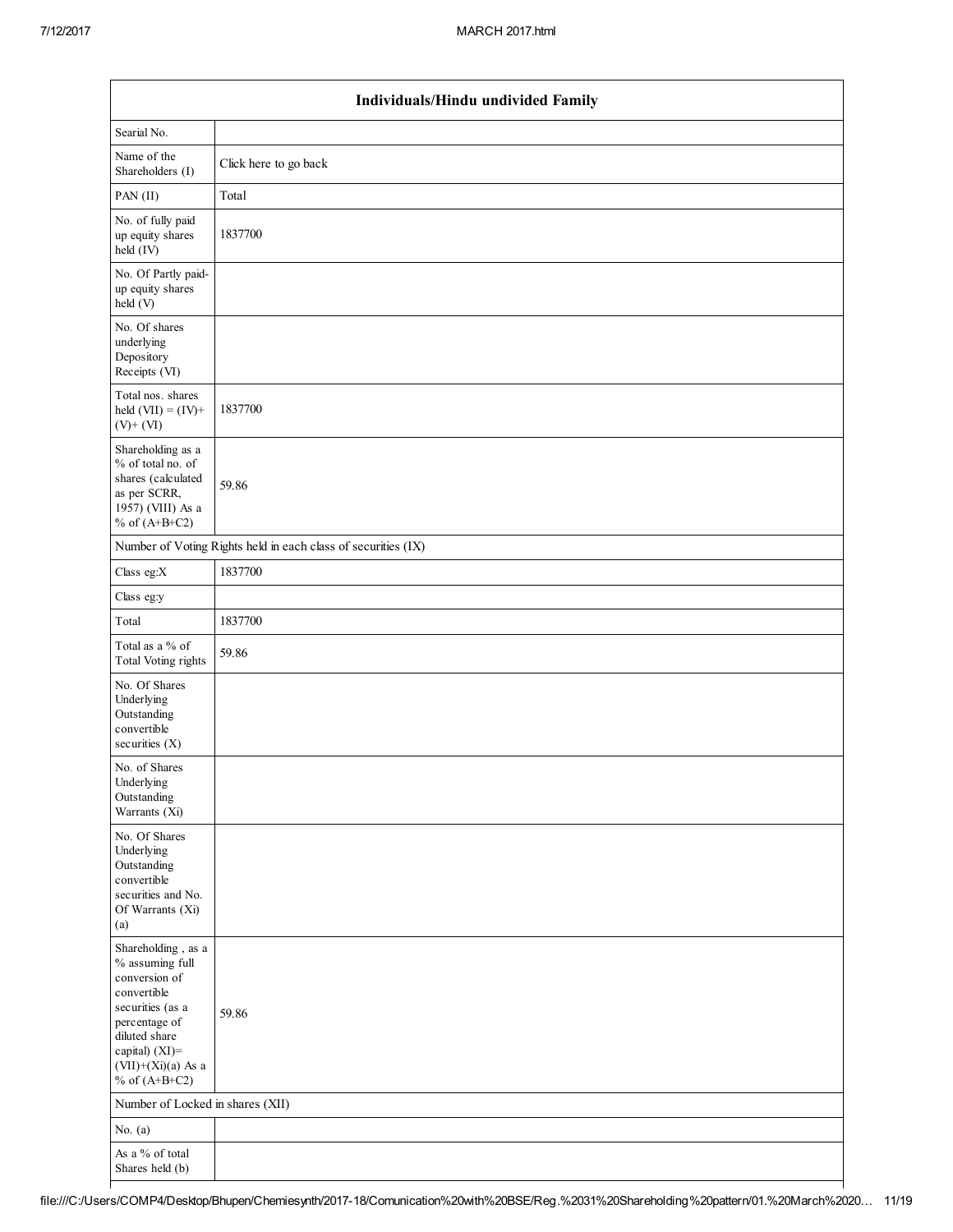| Individuals/Hindu undivided Family | |
|---|---|
| Searial No. | |
| Name of the Shareholders (I) | Click here to go back |
| PAN (II) | Total |
| No. of fully paid up equity shares held (IV) | 1837700 |
| No. Of Partly paid-up equity shares held (V) | |
| No. Of shares underlying Depository Receipts (VI) | |
| Total nos. shares held (VII) = (IV)+ (V)+ (VI) | 1837700 |
| Shareholding as a % of total no. of shares (calculated as per SCRR, 1957) (VIII) As a % of (A+B+C2) | 59.86 |
| Number of Voting Rights held in each class of securities (IX) | |
| Class eg:X | 1837700 |
| Class eg:y | |
| Total | 1837700 |
| Total as a % of Total Voting rights | 59.86 |
| No. Of Shares Underlying Outstanding convertible securities (X) | |
| No. of Shares Underlying Outstanding Warrants (Xi) | |
| No. Of Shares Underlying Outstanding convertible securities and No. Of Warrants (Xi) (a) | |
| Shareholding , as a % assuming full conversion of convertible securities (as a percentage of diluted share capital) (XI)= (VII)+(Xi)(a) As a % of (A+B+C2) | 59.86 |
| Number of Locked in shares (XII) | |
| No. (a) | |
| As a % of total Shares held (b) | |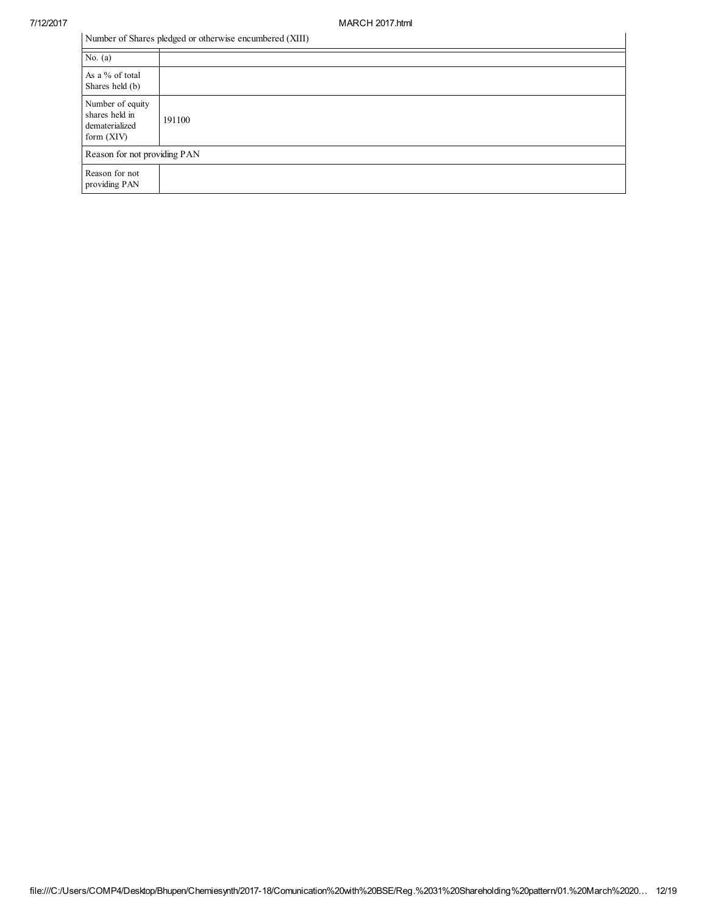| Number of Shares pledged or otherwise encumbered (XIII) | |
|---|---|
| No. (a) | |
| As a % of total Shares held (b) | |
| Number of equity shares held in dematerialized form (XIV) | 191100 |
| Reason for not providing PAN | |
| Reason for not providing PAN | |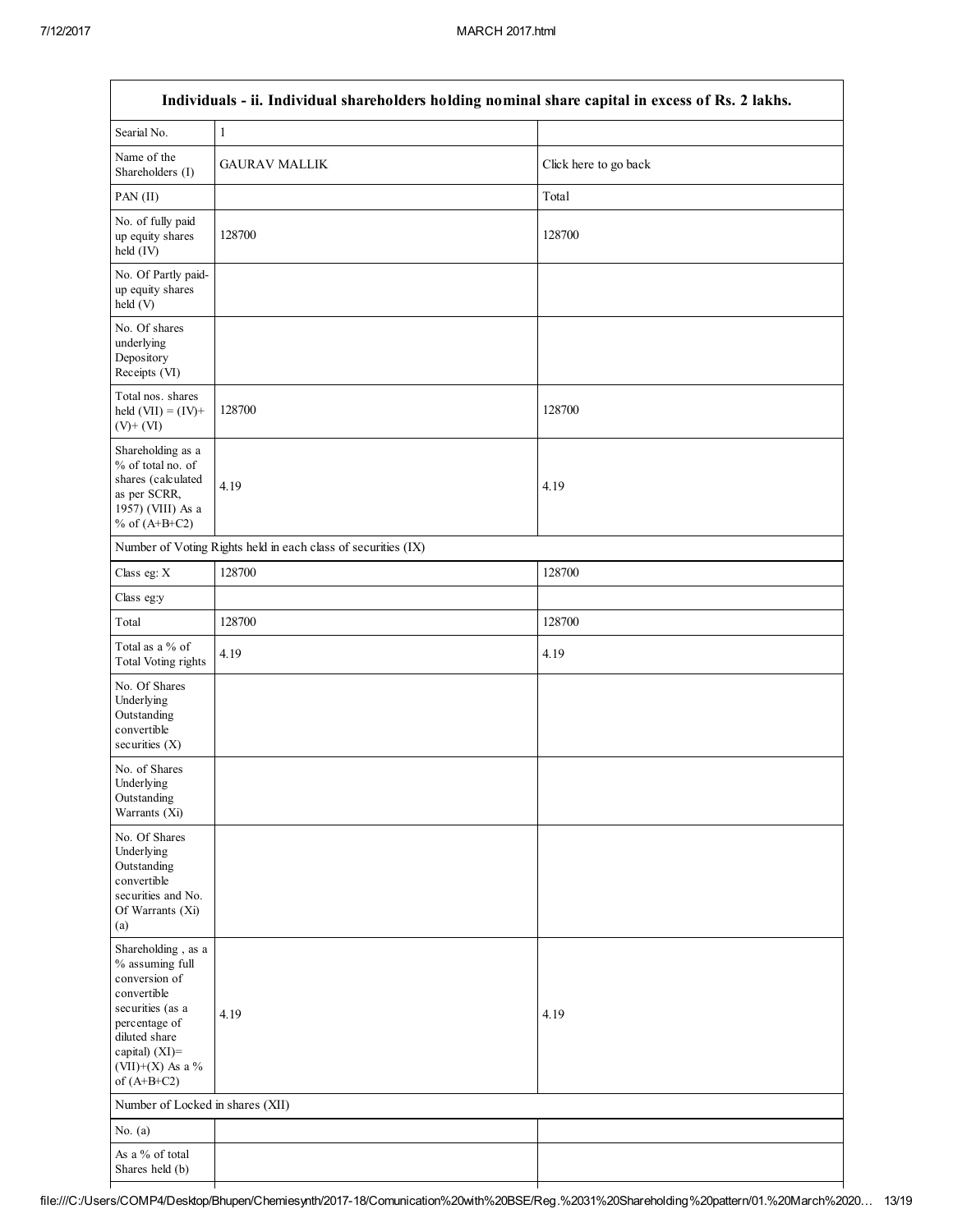| Individuals - ii. Individual shareholders holding nominal share capital in excess of Rs. 2 lakhs. | | |
|---|---|---|
| Searial No. | 1 | |
| Name of the Shareholders (I) | GAURAV MALLIK | Click here to go back |
| PAN (II) | | Total |
| No. of fully paid up equity shares held (IV) | 128700 | 128700 |
| No. Of Partly paid-up equity shares held (V) | | |
| No. Of shares underlying Depository Receipts (VI) | | |
| Total nos. shares held (VII) = (IV)+ (V)+ (VI) | 128700 | 128700 |
| Shareholding as a % of total no. of shares (calculated as per SCRR, 1957) (VIII) As a % of (A+B+C2) | 4.19 | 4.19 |
| Number of Voting Rights held in each class of securities (IX) | | |
| Class eg: X | 128700 | 128700 |
| Class eg:y | | |
| Total | 128700 | 128700 |
| Total as a % of Total Voting rights | 4.19 | 4.19 |
| No. Of Shares Underlying Outstanding convertible securities (X) | | |
| No. of Shares Underlying Outstanding Warrants (Xi) | | |
| No. Of Shares Underlying Outstanding convertible securities and No. Of Warrants (Xi) (a) | | |
| Shareholding , as a % assuming full conversion of convertible securities (as a percentage of diluted share capital) (XI)= (VII)+(X) As a % of (A+B+C2) | 4.19 | 4.19 |
| Number of Locked in shares (XII) | | |
| No. (a) | | |
| As a % of total Shares held (b) | | |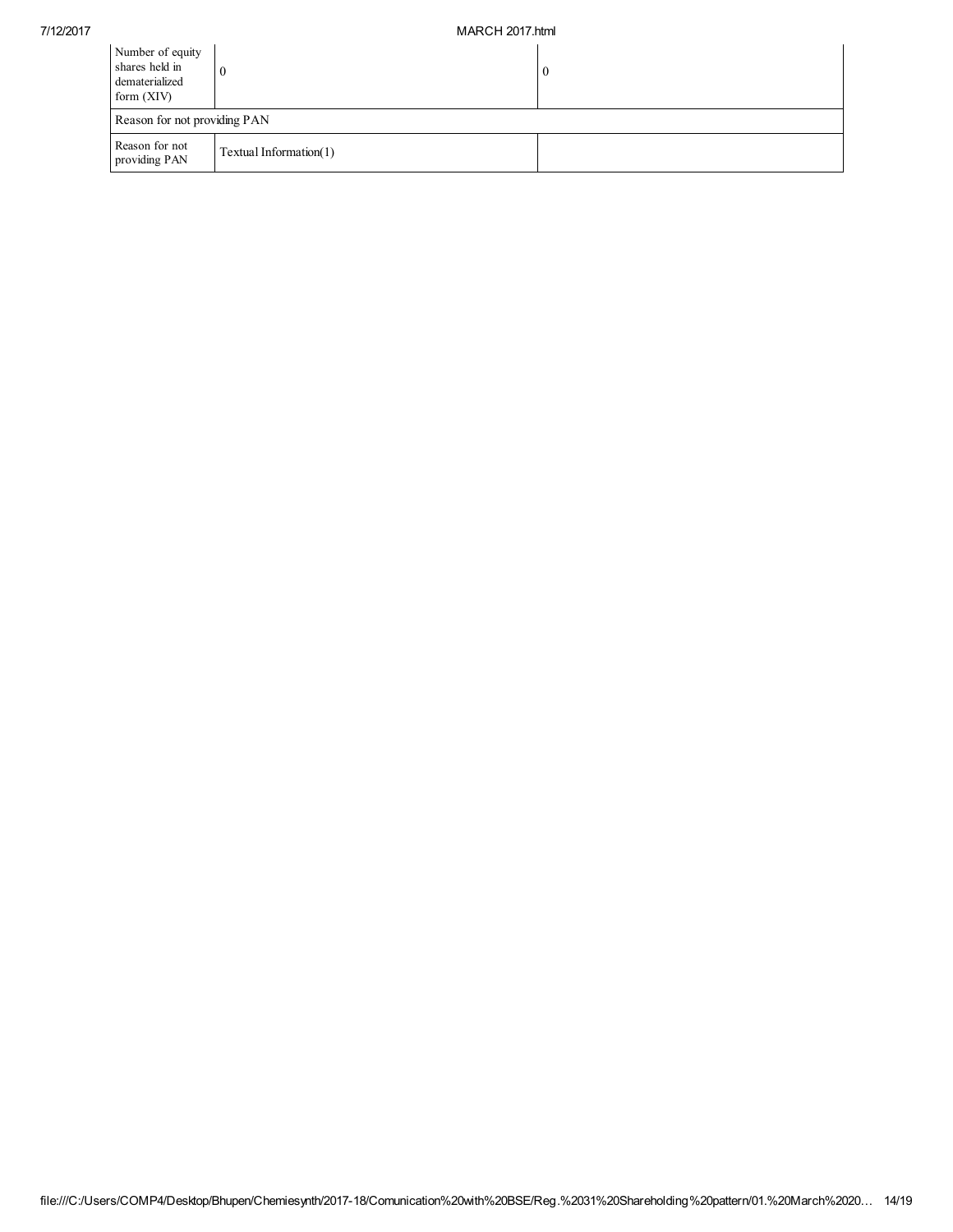| Number of equity shares held in dematerialized form (XIV) | 0 | 0 |
|---|---|---|
| Reason for not providing PAN | | |
| Reason for not providing PAN | Textual Information(1) | |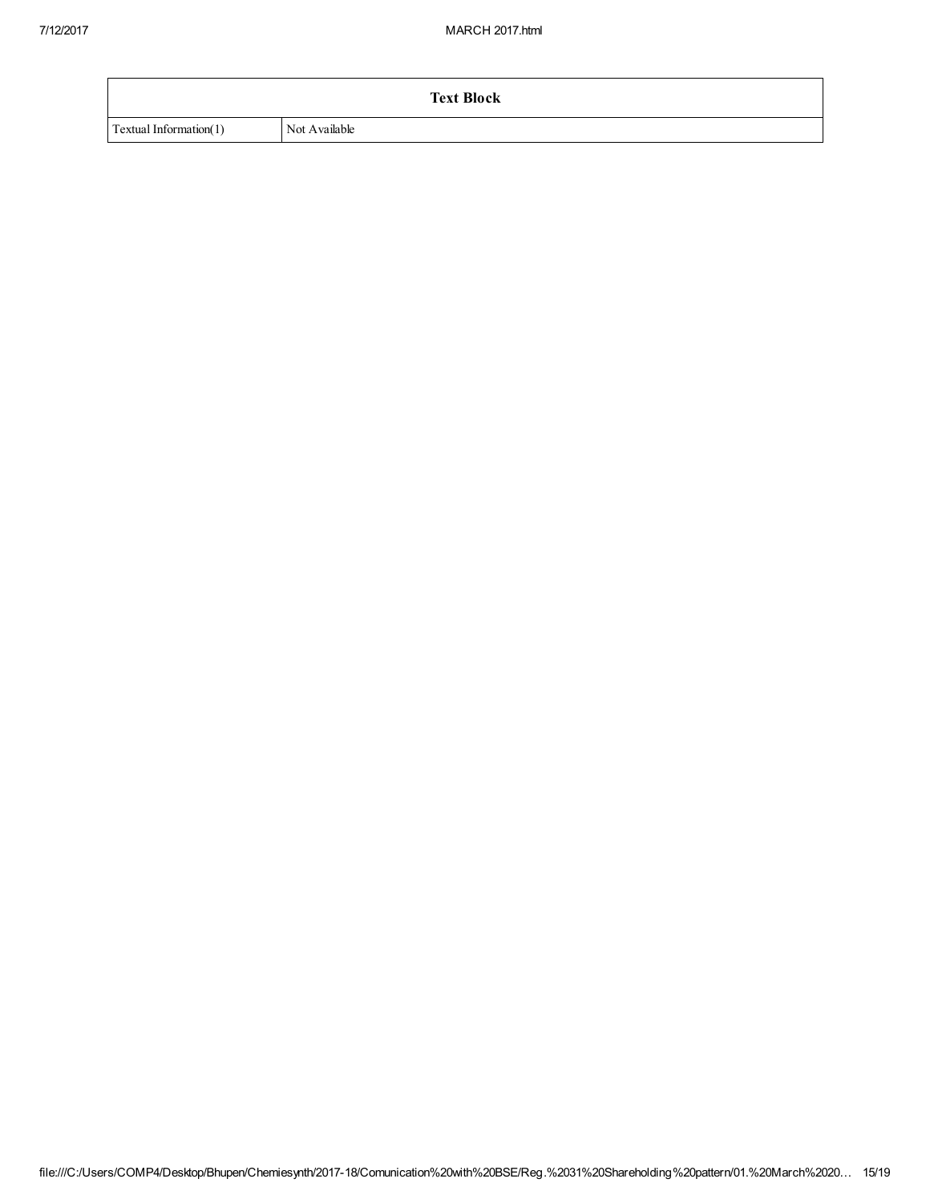| Text Block | |
|---|---|
| Textual Information(1) | Not Available |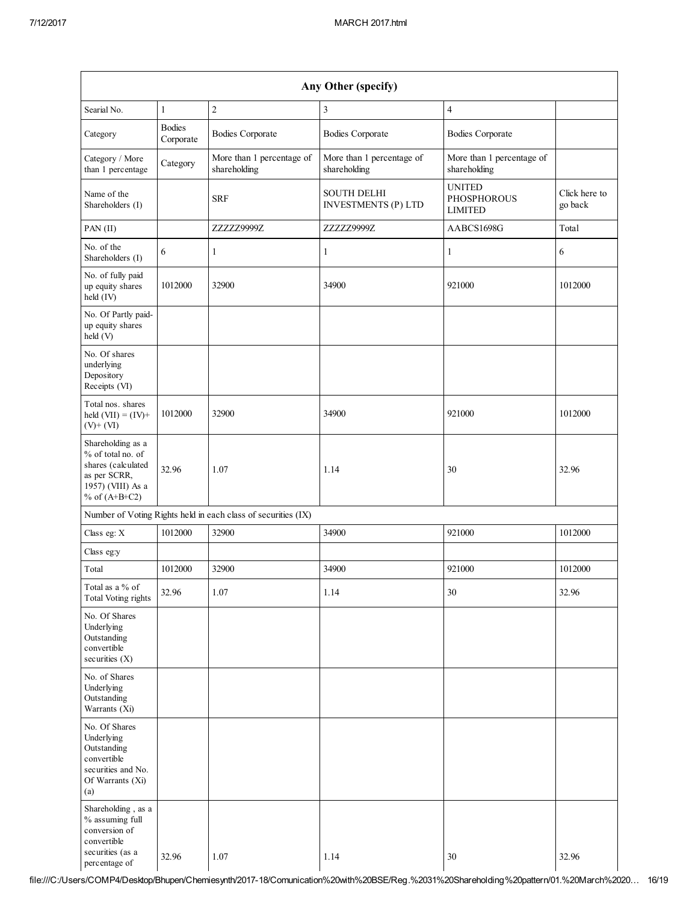| Any Other (specify) | | | | | |
|---|---|---|---|---|---|
| Searial No. | 1 | 2 | 3 | 4 | |
| Category | Bodies Corporate | Bodies Corporate | Bodies Corporate | Bodies Corporate | |
| Category / More than 1 percentage | Category | More than 1 percentage of shareholding | More than 1 percentage of shareholding | More than 1 percentage of shareholding | |
| Name of the Shareholders (I) | | SRF | SOUTH DELHI INVESTMENTS (P) LTD | UNITED PHOSPHOROUS LIMITED | Click here to go back |
| PAN (II) | | ZZZZZ9999Z | ZZZZZ9999Z | AABCS1698G | Total |
| No. of the Shareholders (I) | 6 | 1 | 1 | 1 | 6 |
| No. of fully paid up equity shares held (IV) | 1012000 | 32900 | 34900 | 921000 | 1012000 |
| No. Of Partly paid-up equity shares held (V) | | | | | |
| No. Of shares underlying Depository Receipts (VI) | | | | | |
| Total nos. shares held (VII) = (IV)+ (V)+ (VI) | 1012000 | 32900 | 34900 | 921000 | 1012000 |
| Shareholding as a % of total no. of shares (calculated as per SCRR, 1957) (VIII) As a % of (A+B+C2) | 32.96 | 1.07 | 1.14 | 30 | 32.96 |
| Number of Voting Rights held in each class of securities (IX) | | | | | |
| Class eg: X | 1012000 | 32900 | 34900 | 921000 | 1012000 |
| Class eg:y | | | | | |
| Total | 1012000 | 32900 | 34900 | 921000 | 1012000 |
| Total as a % of Total Voting rights | 32.96 | 1.07 | 1.14 | 30 | 32.96 |
| No. Of Shares Underlying Outstanding convertible securities (X) | | | | | |
| No. of Shares Underlying Outstanding Warrants (Xi) | | | | | |
| No. Of Shares Underlying Outstanding convertible securities and No. Of Warrants (Xi) (a) | | | | | |
| Shareholding , as a % assuming full conversion of convertible securities (as a percentage of | 32.96 | 1.07 | 1.14 | 30 | 32.96 |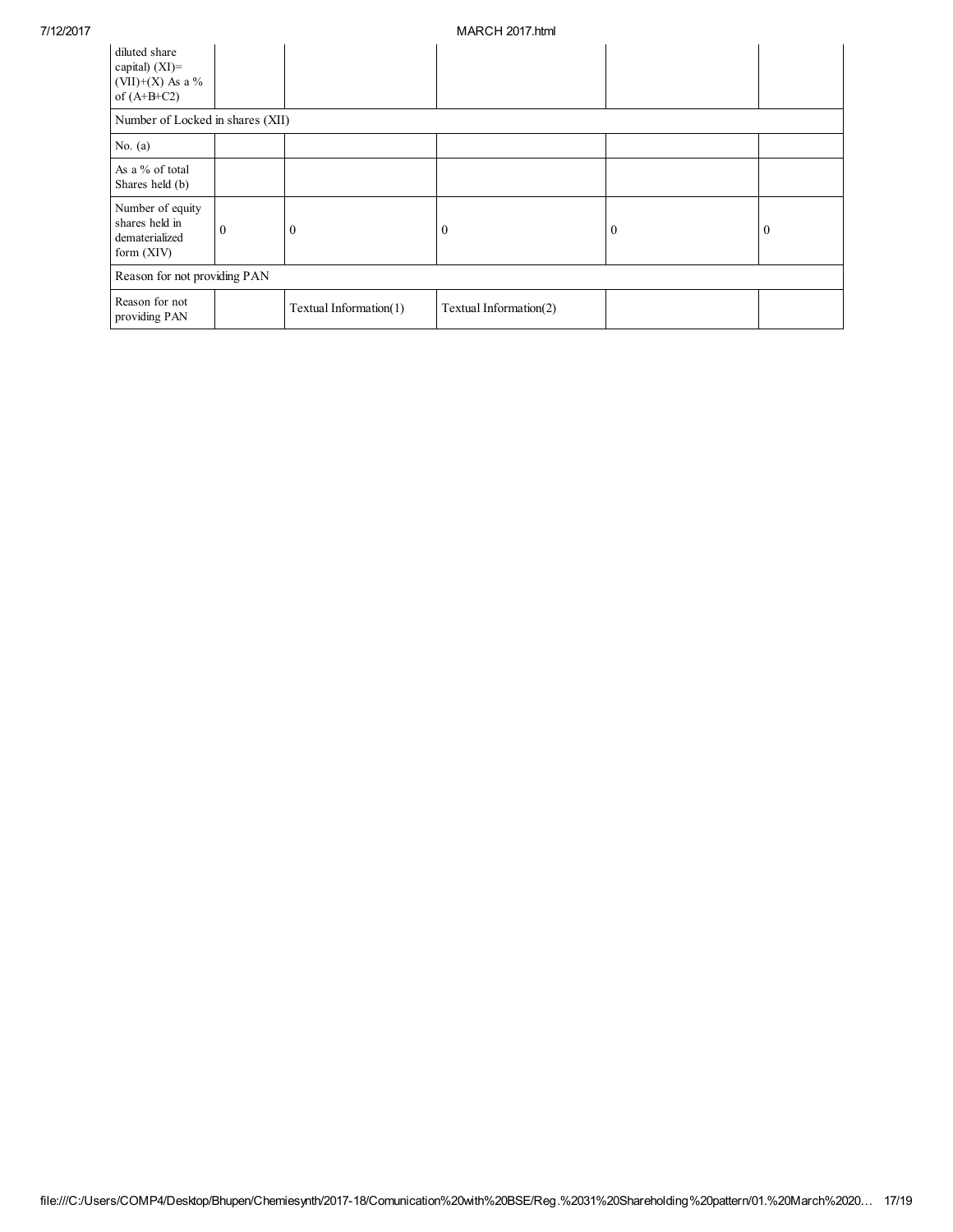| | | | | | |
|---|---|---|---|---|---|
| diluted share capital) (XI)= (VII)+(X) As a % of (A+B+C2) | | | | | |
| Number of Locked in shares (XII) | | | | | |
| No. (a) | | | | | |
| As a % of total Shares held (b) | | | | | |
| Number of equity shares held in dematerialized form (XIV) | 0 | 0 | 0 | 0 | 0 |
| Reason for not providing PAN | | | | | |
| Reason for not providing PAN | | Textual Information(1) | Textual Information(2) | | |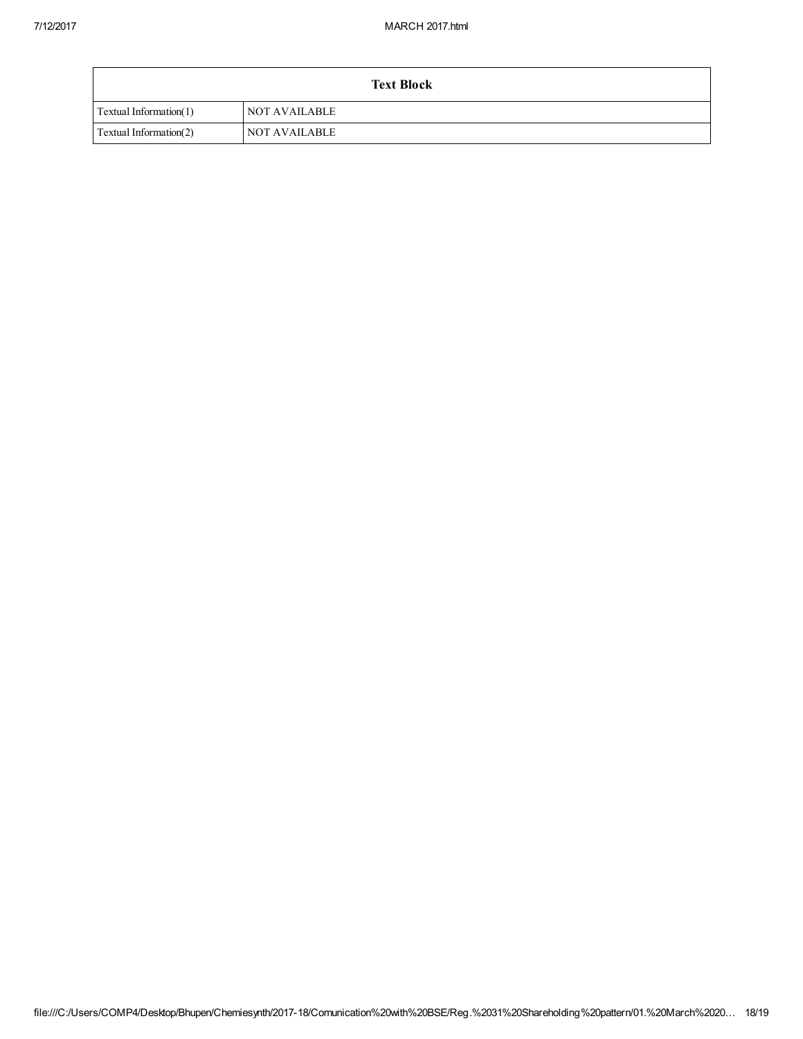| Text Block | |
|---|---|
| Textual Information(1) | NOT AVAILABLE |
| Textual Information(2) | NOT AVAILABLE |